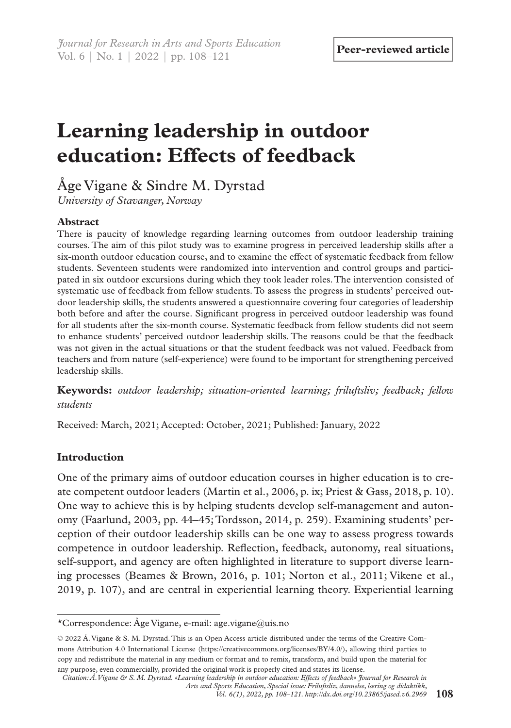**Peer-reviewed article**

# Learning leadership in outdoor education: Effects of feedback

Åge Vigane & Sindre M. Dyrstad

*University of Stavanger, Norway*

### Abstract

There is paucity of knowledge regarding learning outcomes from outdoor leadership training courses. The aim of this pilot study was to examine progress in perceived leadership skills after a six-month outdoor education course, and to examine the effect of systematic feedback from fellow students. Seventeen students were randomized into intervention and control groups and participated in six outdoor excursions during which they took leader roles. The intervention consisted of systematic use of feedback from fellow students. To assess the progress in students' perceived outdoor leadership skills, the students answered a questionnaire covering four categories of leadership both before and after the course. Significant progress in perceived outdoor leadership was found for all students after the six-month course. Systematic feedback from fellow students did not seem to enhance students' perceived outdoor leadership skills. The reasons could be that the feedback was not given in the actual situations or that the student feedback was not valued. Feedback from teachers and from nature (self-experience) were found to be important for strengthening perceived leadership skills.

**Keywords:** *outdoor leadership; situation-oriented learning; friluftsliv; feedback; fellow students*

Received: March, 2021; Accepted: October, 2021; Published: January, 2022

## Introduction

One of the primary aims of outdoor education courses in higher education is to create competent outdoor leaders (Martin et al., 2006, p. ix; Priest & Gass, 2018, p. 10). One way to achieve this is by helping students develop self-management and autonomy (Faarlund, 2003, pp. 44–45; Tordsson, 2014, p. 259). Examining students' perception of their outdoor leadership skills can be one way to assess progress towards competence in outdoor leadership. Reflection, feedback, autonomy, real situations, self-support, and agency are often highlighted in literature to support diverse learning processes (Beames & Brown, 2016, p. 101; Norton et al., 2011; Vikene et al., 2019, p. 107), and are central in experiential learning theory. Experiential learning

---

*Correspondence: Åge Vigane, e-mail: age.vigane@uis.no

© 2022 Å. Vigane & S. M. Dyrstad. This is an Open Access article distributed under the terms of the Creative Commons Attribution 4.0 International License (https://creativecommons.org/licenses/BY/4.0/), allowing third parties to copy and redistribute the material in any medium or format and to remix, transform, and build upon the material for any purpose, even commercially, provided the original work is properly cited and states its license.

*Citation: Å. Vigane & S. M. Dyrstad. «Learning leadership in outdoor education: Effects of feedback» Journal for Research in Arts and Sports Education, Special issue: Friluftsliv, dannelse, læring og didaktikk, Vol. 6(1), 2022, pp. 108–121. http://dx.doi.org/10.23865/jased.v6.2969*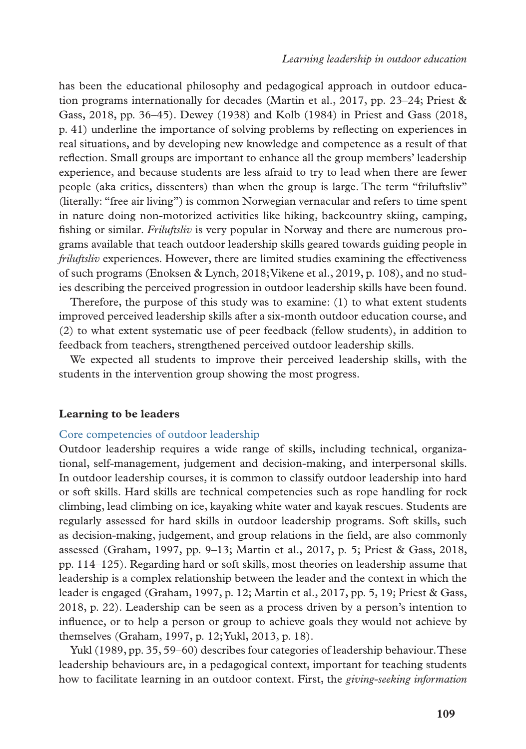has been the educational philosophy and pedagogical approach in outdoor education programs internationally for decades (Martin et al., 2017, pp. 23–24; Priest & Gass, 2018, pp. 36–45). Dewey (1938) and Kolb (1984) in Priest and Gass (2018, p. 41) underline the importance of solving problems by reflecting on experiences in real situations, and by developing new knowledge and competence as a result of that reflection. Small groups are important to enhance all the group members' leadership experience, and because students are less afraid to try to lead when there are fewer people (aka critics, dissenters) than when the group is large. The term "friluftsliv" (literally: "free air living") is common Norwegian vernacular and refers to time spent in nature doing non-motorized activities like hiking, backcountry skiing, camping, fishing or similar. *Friluftsliv* is very popular in Norway and there are numerous programs available that teach outdoor leadership skills geared towards guiding people in *friluftsliv* experiences. However, there are limited studies examining the effectiveness of such programs (Enoksen & Lynch, 2018; Vikene et al., 2019, p. 108), and no studies describing the perceived progression in outdoor leadership skills have been found.

Therefore, the purpose of this study was to examine: (1) to what extent students improved perceived leadership skills after a six-month outdoor education course, and (2) to what extent systematic use of peer feedback (fellow students), in addition to feedback from teachers, strengthened perceived outdoor leadership skills.

We expected all students to improve their perceived leadership skills, with the students in the intervention group showing the most progress.

## Learning to be leaders

### Core competencies of outdoor leadership

Outdoor leadership requires a wide range of skills, including technical, organizational, self-management, judgement and decision-making, and interpersonal skills. In outdoor leadership courses, it is common to classify outdoor leadership into hard or soft skills. Hard skills are technical competencies such as rope handling for rock climbing, lead climbing on ice, kayaking white water and kayak rescues. Students are regularly assessed for hard skills in outdoor leadership programs. Soft skills, such as decision-making, judgement, and group relations in the field, are also commonly assessed (Graham, 1997, pp. 9–13; Martin et al., 2017, p. 5; Priest & Gass, 2018, pp. 114–125). Regarding hard or soft skills, most theories on leadership assume that leadership is a complex relationship between the leader and the context in which the leader is engaged (Graham, 1997, p. 12; Martin et al., 2017, pp. 5, 19; Priest & Gass, 2018, p. 22). Leadership can be seen as a process driven by a person's intention to influence, or to help a person or group to achieve goals they would not achieve by themselves (Graham, 1997, p. 12; Yukl, 2013, p. 18).

Yukl (1989, pp. 35, 59–60) describes four categories of leadership behaviour. These leadership behaviours are, in a pedagogical context, important for teaching students how to facilitate learning in an outdoor context. First, the *giving-seeking information*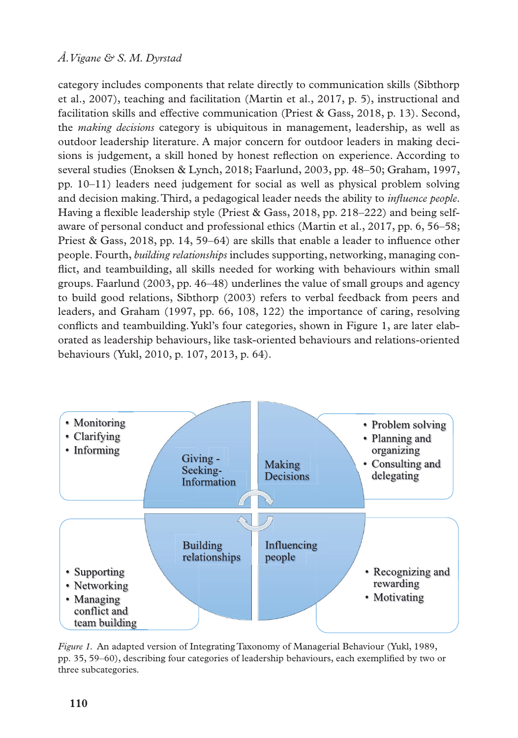category includes components that relate directly to communication skills (Sibthorp et al., 2007), teaching and facilitation (Martin et al., 2017, p. 5), instructional and facilitation skills and effective communication (Priest & Gass, 2018, p. 13). Second, the *making decisions* category is ubiquitous in management, leadership, as well as outdoor leadership literature. A major concern for outdoor leaders in making decisions is judgement, a skill honed by honest reflection on experience. According to several studies (Enoksen & Lynch, 2018; Faarlund, 2003, pp. 48–50; Graham, 1997, pp. 10–11) leaders need judgement for social as well as physical problem solving and decision making. Third, a pedagogical leader needs the ability to *influence people*. Having a flexible leadership style (Priest & Gass, 2018, pp. 218–222) and being self-aware of personal conduct and professional ethics (Martin et al., 2017, pp. 6, 56–58; Priest & Gass, 2018, pp. 14, 59–64) are skills that enable a leader to influence other people. Fourth, *building relationships* includes supporting, networking, managing conflict, and teambuilding, all skills needed for working with behaviours within small groups. Faarlund (2003, pp. 46–48) underlines the value of small groups and agency to build good relations, Sibthorp (2003) refers to verbal feedback from peers and leaders, and Graham (1997, pp. 66, 108, 122) the importance of caring, resolving conflicts and teambuilding. Yukl's four categories, shown in Figure 1, are later elaborated as leadership behaviours, like task-oriented behaviours and relations-oriented behaviours (Yukl, 2010, p. 107, 2013, p. 64).

**Giving - Seeking- Information**
- Monitoring
- Clarifying
- Informing

**Making Decisions**
- Problem solving
- Planning and organizing
- Consulting and delegating

**Building relationships**
- Supporting
- Networking
- Managing conflict and team building

**Influencing people**
- Recognizing and rewarding
- Motivating

*Figure 1.* An adapted version of Integrating Taxonomy of Managerial Behaviour (Yukl, 1989, pp. 35, 59–60), describing four categories of leadership behaviours, each exemplified by two or three subcategories.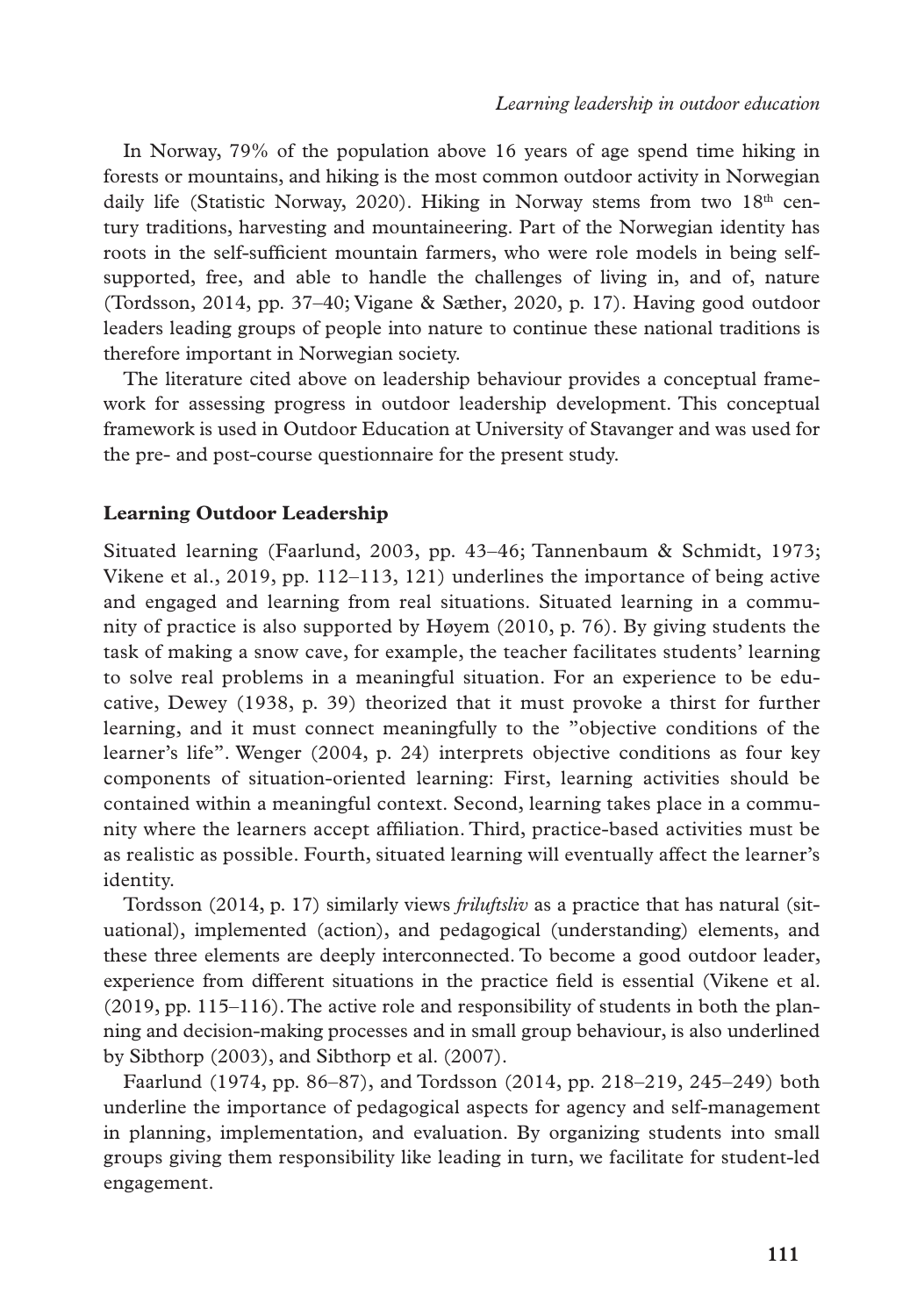In Norway, 79% of the population above 16 years of age spend time hiking in forests or mountains, and hiking is the most common outdoor activity in Norwegian daily life (Statistic Norway, 2020). Hiking in Norway stems from two 18th century traditions, harvesting and mountaineering. Part of the Norwegian identity has roots in the self-sufficient mountain farmers, who were role models in being self-supported, free, and able to handle the challenges of living in, and of, nature (Tordsson, 2014, pp. 37–40; Vigane & Sæther, 2020, p. 17). Having good outdoor leaders leading groups of people into nature to continue these national traditions is therefore important in Norwegian society.

The literature cited above on leadership behaviour provides a conceptual framework for assessing progress in outdoor leadership development. This conceptual framework is used in Outdoor Education at University of Stavanger and was used for the pre- and post-course questionnaire for the present study.

## Learning Outdoor Leadership

Situated learning (Faarlund, 2003, pp. 43–46; Tannenbaum & Schmidt, 1973; Vikene et al., 2019, pp. 112–113, 121) underlines the importance of being active and engaged and learning from real situations. Situated learning in a community of practice is also supported by Høyem (2010, p. 76). By giving students the task of making a snow cave, for example, the teacher facilitates students' learning to solve real problems in a meaningful situation. For an experience to be educative, Dewey (1938, p. 39) theorized that it must provoke a thirst for further learning, and it must connect meaningfully to the "objective conditions of the learner's life". Wenger (2004, p. 24) interprets objective conditions as four key components of situation-oriented learning: First, learning activities should be contained within a meaningful context. Second, learning takes place in a community where the learners accept affiliation. Third, practice-based activities must be as realistic as possible. Fourth, situated learning will eventually affect the learner's identity.

Tordsson (2014, p. 17) similarly views *friluftsliv* as a practice that has natural (situational), implemented (action), and pedagogical (understanding) elements, and these three elements are deeply interconnected. To become a good outdoor leader, experience from different situations in the practice field is essential (Vikene et al. (2019, pp. 115–116). The active role and responsibility of students in both the planning and decision-making processes and in small group behaviour, is also underlined by Sibthorp (2003), and Sibthorp et al. (2007).

Faarlund (1974, pp. 86–87), and Tordsson (2014, pp. 218–219, 245–249) both underline the importance of pedagogical aspects for agency and self-management in planning, implementation, and evaluation. By organizing students into small groups giving them responsibility like leading in turn, we facilitate for student-led engagement.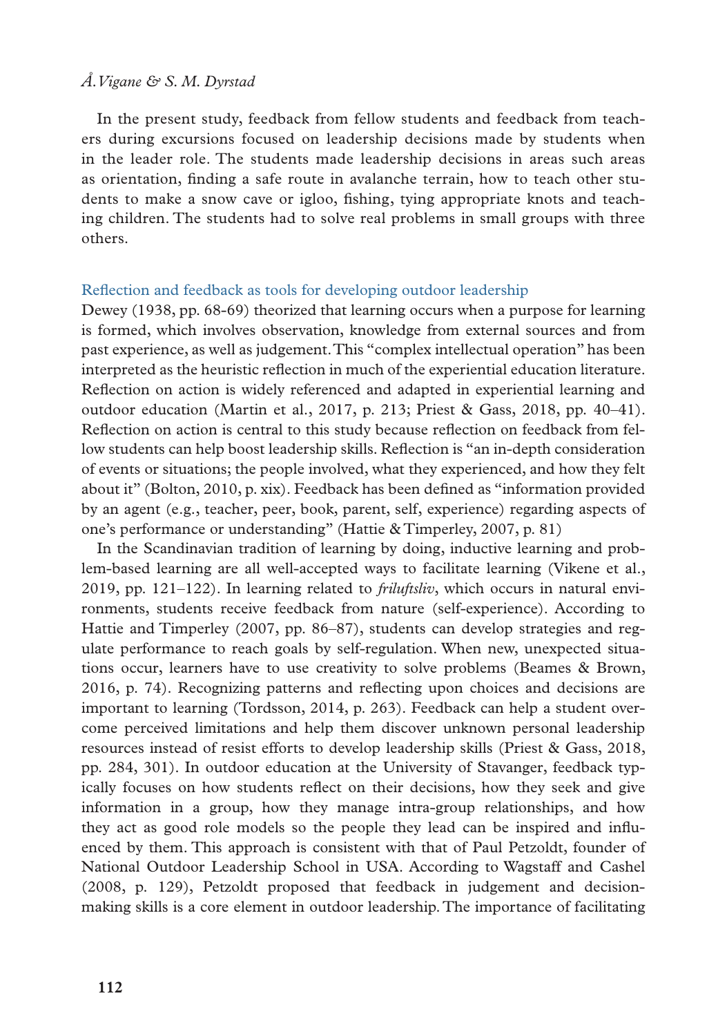In the present study, feedback from fellow students and feedback from teachers during excursions focused on leadership decisions made by students when in the leader role. The students made leadership decisions in areas such areas as orientation, finding a safe route in avalanche terrain, how to teach other students to make a snow cave or igloo, fishing, tying appropriate knots and teaching children. The students had to solve real problems in small groups with three others.

## Reflection and feedback as tools for developing outdoor leadership

Dewey (1938, pp. 68-69) theorized that learning occurs when a purpose for learning is formed, which involves observation, knowledge from external sources and from past experience, as well as judgement. This "complex intellectual operation" has been interpreted as the heuristic reflection in much of the experiential education literature. Reflection on action is widely referenced and adapted in experiential learning and outdoor education (Martin et al., 2017, p. 213; Priest & Gass, 2018, pp. 40–41). Reflection on action is central to this study because reflection on feedback from fellow students can help boost leadership skills. Reflection is "an in-depth consideration of events or situations; the people involved, what they experienced, and how they felt about it" (Bolton, 2010, p. xix). Feedback has been defined as "information provided by an agent (e.g., teacher, peer, book, parent, self, experience) regarding aspects of one's performance or understanding" (Hattie & Timperley, 2007, p. 81)

In the Scandinavian tradition of learning by doing, inductive learning and problem-based learning are all well-accepted ways to facilitate learning (Vikene et al., 2019, pp. 121–122). In learning related to *friluftsliv*, which occurs in natural environments, students receive feedback from nature (self-experience). According to Hattie and Timperley (2007, pp. 86–87), students can develop strategies and regulate performance to reach goals by self-regulation. When new, unexpected situations occur, learners have to use creativity to solve problems (Beames & Brown, 2016, p. 74). Recognizing patterns and reflecting upon choices and decisions are important to learning (Tordsson, 2014, p. 263). Feedback can help a student overcome perceived limitations and help them discover unknown personal leadership resources instead of resist efforts to develop leadership skills (Priest & Gass, 2018, pp. 284, 301). In outdoor education at the University of Stavanger, feedback typically focuses on how students reflect on their decisions, how they seek and give information in a group, how they manage intra-group relationships, and how they act as good role models so the people they lead can be inspired and influenced by them. This approach is consistent with that of Paul Petzoldt, founder of National Outdoor Leadership School in USA. According to Wagstaff and Cashel (2008, p. 129), Petzoldt proposed that feedback in judgement and decision-making skills is a core element in outdoor leadership. The importance of facilitating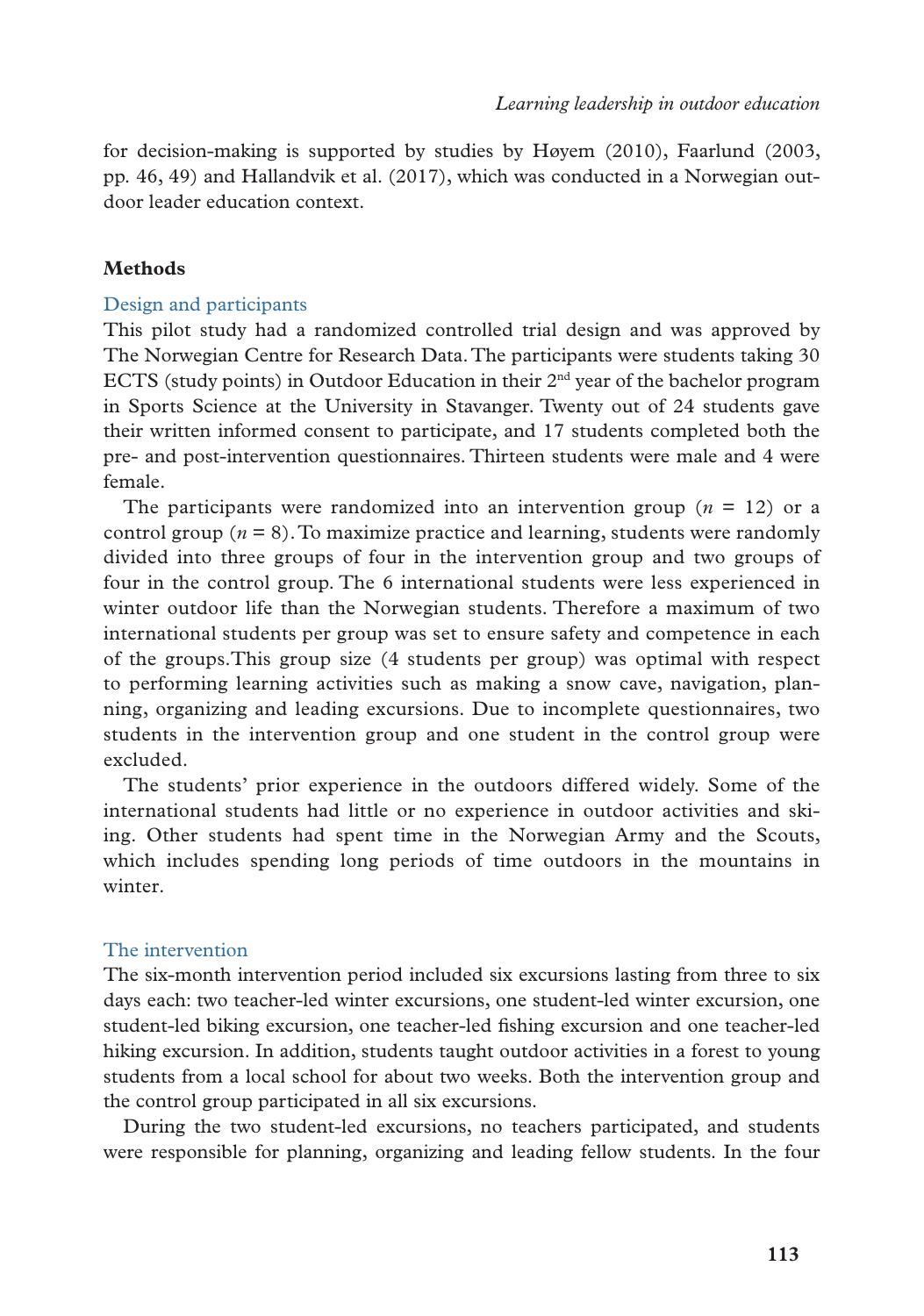for decision-making is supported by studies by Høyem (2010), Faarlund (2003, pp. 46, 49) and Hallandvik et al. (2017), which was conducted in a Norwegian outdoor leader education context.

## Methods

### Design and participants

This pilot study had a randomized controlled trial design and was approved by The Norwegian Centre for Research Data. The participants were students taking 30 ECTS (study points) in Outdoor Education in their 2nd year of the bachelor program in Sports Science at the University in Stavanger. Twenty out of 24 students gave their written informed consent to participate, and 17 students completed both the pre- and post-intervention questionnaires. Thirteen students were male and 4 were female.

The participants were randomized into an intervention group ($n$ = 12) or a control group ($n$ = 8). To maximize practice and learning, students were randomly divided into three groups of four in the intervention group and two groups of four in the control group. The 6 international students were less experienced in winter outdoor life than the Norwegian students. Therefore a maximum of two international students per group was set to ensure safety and competence in each of the groups. This group size (4 students per group) was optimal with respect to performing learning activities such as making a snow cave, navigation, planning, organizing and leading excursions. Due to incomplete questionnaires, two students in the intervention group and one student in the control group were excluded.

The students' prior experience in the outdoors differed widely. Some of the international students had little or no experience in outdoor activities and skiing. Other students had spent time in the Norwegian Army and the Scouts, which includes spending long periods of time outdoors in the mountains in winter.

### The intervention

The six-month intervention period included six excursions lasting from three to six days each: two teacher-led winter excursions, one student-led winter excursion, one student-led biking excursion, one teacher-led fishing excursion and one teacher-led hiking excursion. In addition, students taught outdoor activities in a forest to young students from a local school for about two weeks. Both the intervention group and the control group participated in all six excursions.

During the two student-led excursions, no teachers participated, and students were responsible for planning, organizing and leading fellow students. In the four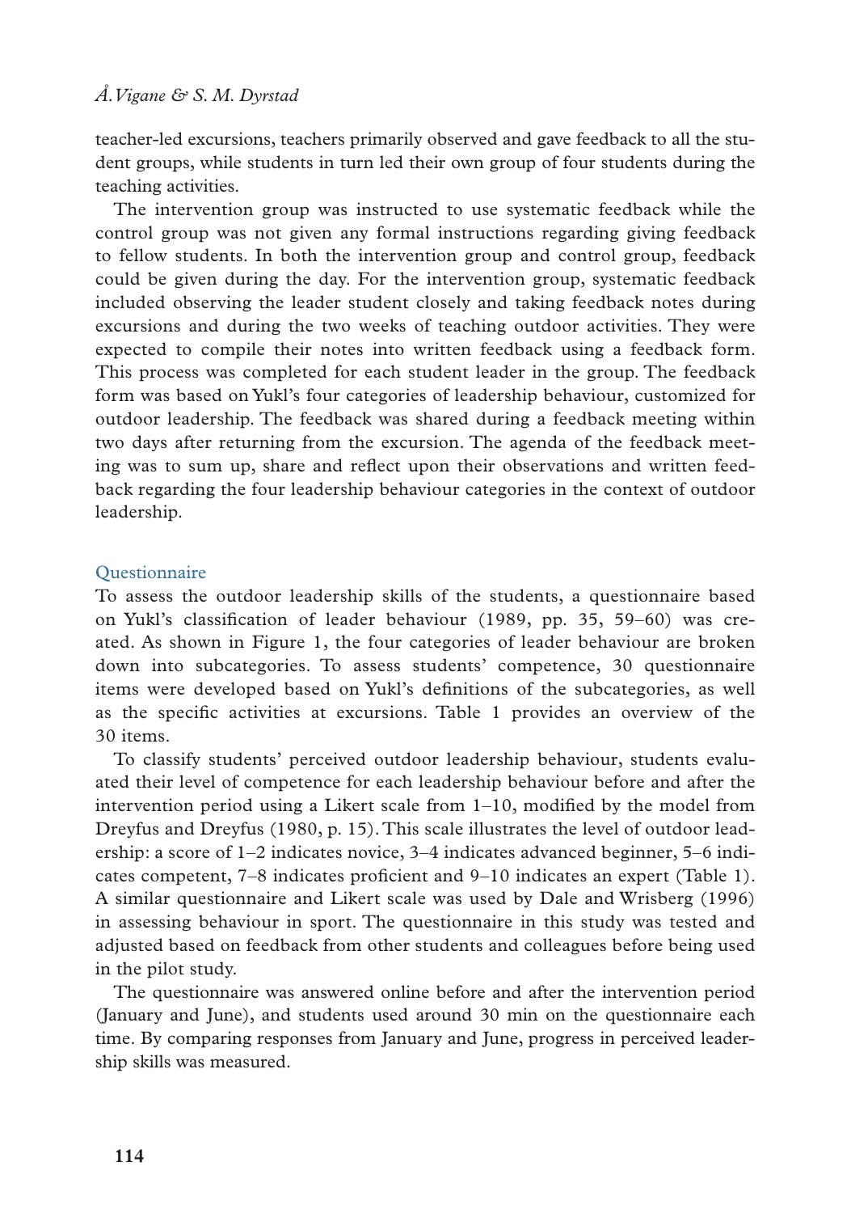teacher-led excursions, teachers primarily observed and gave feedback to all the student groups, while students in turn led their own group of four students during the teaching activities.

The intervention group was instructed to use systematic feedback while the control group was not given any formal instructions regarding giving feedback to fellow students. In both the intervention group and control group, feedback could be given during the day. For the intervention group, systematic feedback included observing the leader student closely and taking feedback notes during excursions and during the two weeks of teaching outdoor activities. They were expected to compile their notes into written feedback using a feedback form. This process was completed for each student leader in the group. The feedback form was based on Yukl's four categories of leadership behaviour, customized for outdoor leadership. The feedback was shared during a feedback meeting within two days after returning from the excursion. The agenda of the feedback meeting was to sum up, share and reflect upon their observations and written feedback regarding the four leadership behaviour categories in the context of outdoor leadership.

### Questionnaire

To assess the outdoor leadership skills of the students, a questionnaire based on Yukl's classification of leader behaviour (1989, pp. 35, 59–60) was created. As shown in Figure 1, the four categories of leader behaviour are broken down into subcategories. To assess students' competence, 30 questionnaire items were developed based on Yukl's definitions of the subcategories, as well as the specific activities at excursions. Table 1 provides an overview of the 30 items.

To classify students' perceived outdoor leadership behaviour, students evaluated their level of competence for each leadership behaviour before and after the intervention period using a Likert scale from 1–10, modified by the model from Dreyfus and Dreyfus (1980, p. 15). This scale illustrates the level of outdoor leadership: a score of 1–2 indicates novice, 3–4 indicates advanced beginner, 5–6 indicates competent, 7–8 indicates proficient and 9–10 indicates an expert (Table 1). A similar questionnaire and Likert scale was used by Dale and Wrisberg (1996) in assessing behaviour in sport. The questionnaire in this study was tested and adjusted based on feedback from other students and colleagues before being used in the pilot study.

The questionnaire was answered online before and after the intervention period (January and June), and students used around 30 min on the questionnaire each time. By comparing responses from January and June, progress in perceived leadership skills was measured.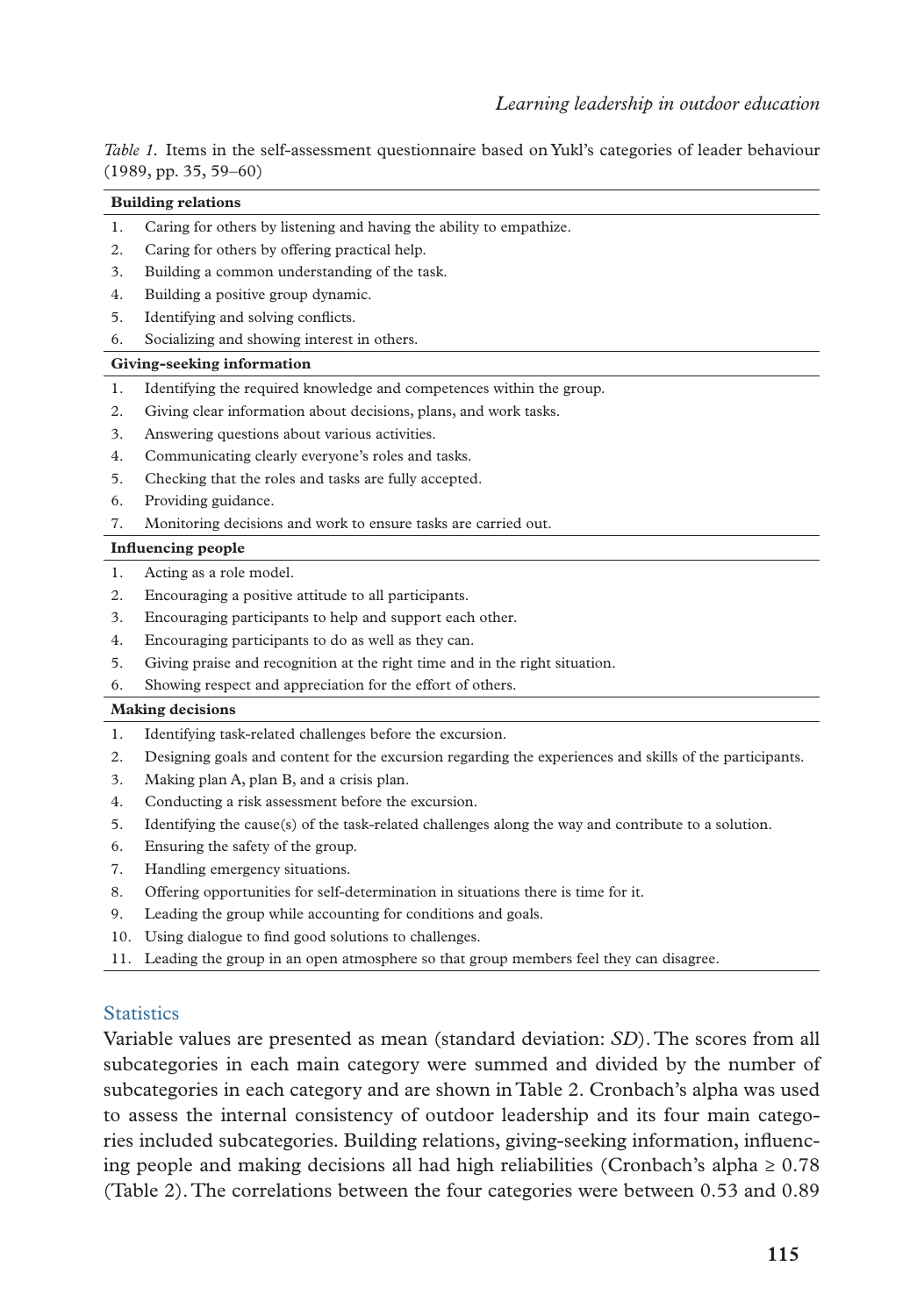*Table 1.* Items in the self-assessment questionnaire based on Yukl's categories of leader behaviour (1989, pp. 35, 59–60)

| | |
|---|---|
| **Building relations** | |
| 1. | Caring for others by listening and having the ability to empathize. |
| 2. | Caring for others by offering practical help. |
| 3. | Building a common understanding of the task. |
| 4. | Building a positive group dynamic. |
| 5. | Identifying and solving conflicts. |
| 6. | Socializing and showing interest in others. |
| **Giving-seeking information** | |
| 1. | Identifying the required knowledge and competences within the group. |
| 2. | Giving clear information about decisions, plans, and work tasks. |
| 3. | Answering questions about various activities. |
| 4. | Communicating clearly everyone's roles and tasks. |
| 5. | Checking that the roles and tasks are fully accepted. |
| 6. | Providing guidance. |
| 7. | Monitoring decisions and work to ensure tasks are carried out. |
| **Influencing people** | |
| 1. | Acting as a role model. |
| 2. | Encouraging a positive attitude to all participants. |
| 3. | Encouraging participants to help and support each other. |
| 4. | Encouraging participants to do as well as they can. |
| 5. | Giving praise and recognition at the right time and in the right situation. |
| 6. | Showing respect and appreciation for the effort of others. |
| **Making decisions** | |
| 1. | Identifying task-related challenges before the excursion. |
| 2. | Designing goals and content for the excursion regarding the experiences and skills of the participants. |
| 3. | Making plan A, plan B, and a crisis plan. |
| 4. | Conducting a risk assessment before the excursion. |
| 5. | Identifying the cause(s) of the task-related challenges along the way and contribute to a solution. |
| 6. | Ensuring the safety of the group. |
| 7. | Handling emergency situations. |
| 8. | Offering opportunities for self-determination in situations there is time for it. |
| 9. | Leading the group while accounting for conditions and goals. |
| 10. | Using dialogue to find good solutions to challenges. |
| 11. | Leading the group in an open atmosphere so that group members feel they can disagree. |

## Statistics

Variable values are presented as mean (standard deviation: *SD*). The scores from all subcategories in each main category were summed and divided by the number of subcategories in each category and are shown in Table 2. Cronbach's alpha was used to assess the internal consistency of outdoor leadership and its four main categories included subcategories. Building relations, giving-seeking information, influencing people and making decisions all had high reliabilities (Cronbach's alpha $\geq 0.78$ (Table 2). The correlations between the four categories were between 0.53 and 0.89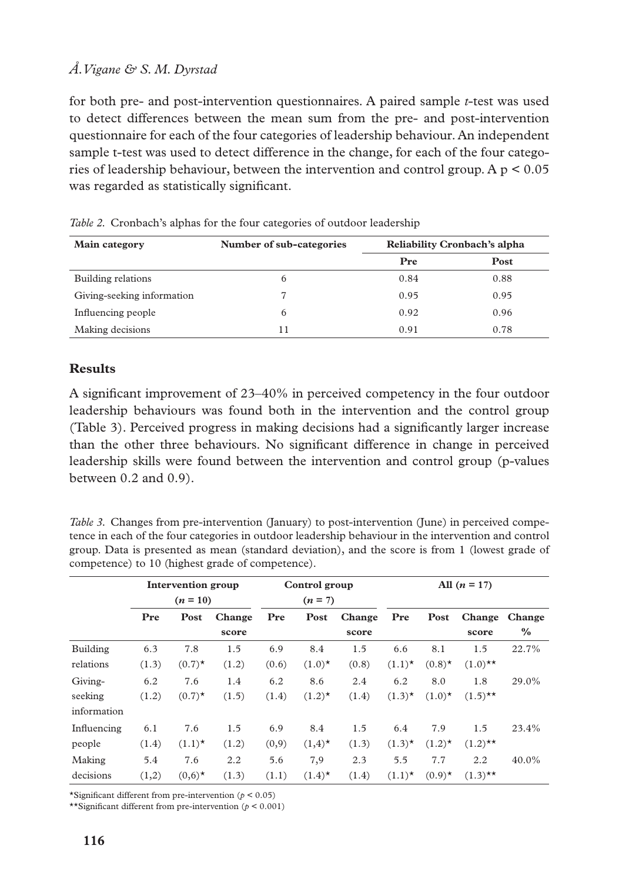for both pre- and post-intervention questionnaires. A paired sample *t*-test was used to detect differences between the mean sum from the pre- and post-intervention questionnaire for each of the four categories of leadership behaviour. An independent sample t-test was used to detect difference in the change, for each of the four categories of leadership behaviour, between the intervention and control group. A $p < 0.05$ was regarded as statistically significant.

*Table 2.* Cronbach's alphas for the four categories of outdoor leadership

| Main category | Number of sub-categories | Reliability Cronbach's alpha | |
|---|---|---|---|
| | | Pre | Post |
| Building relations | 6 | 0.84 | 0.88 |
| Giving-seeking information | 7 | 0.95 | 0.95 |
| Influencing people | 6 | 0.92 | 0.96 |
| Making decisions | 11 | 0.91 | 0.78 |

## Results

A significant improvement of 23–40% in perceived competency in the four outdoor leadership behaviours was found both in the intervention and the control group (Table 3). Perceived progress in making decisions had a significantly larger increase than the other three behaviours. No significant difference in change in perceived leadership skills were found between the intervention and control group (p-values between 0.2 and 0.9).

*Table 3.* Changes from pre-intervention (January) to post-intervention (June) in perceived competence in each of the four categories in outdoor leadership behaviour in the intervention and control group. Data is presented as mean (standard deviation), and the score is from 1 (lowest grade of competence) to 10 (highest grade of competence).

| | Intervention group ($n$ = 10) | | | Control group ($n$ = 7) | | | All ($n$ = 17) | | | |
|---|---|---|---|---|---|---|---|---|---|---|
| | Pre | Post | Change score | Pre | Post | Change score | Pre | Post | Change score | Change % |
| Building relations | 6.3 (1.3) | 7.8 (0.7)* | 1.5 (1.2) | 6.9 (0.6) | 8.4 (1.0)* | 1.5 (0.8) | 6.6 (1.1)* | 8.1 (0.8)* | 1.5 (1.0)** | 22.7% |
| Giving-seeking information | 6.2 (1.2) | 7.6 (0.7)* | 1.4 (1.5) | 6.2 (1.4) | 8.6 (1.2)* | 2.4 (1.4) | 6.2 (1.3)* | 8.0 (1.0)* | 1.8 (1.5)** | 29.0% |
| Influencing people | 6.1 (1.4) | 7.6 (1.1)* | 1.5 (1.2) | 6.9 (0,9) | 8.4 (1,4)* | 1.5 (1.3) | 6.4 (1.3)* | 7.9 (1.2)* | 1.5 (1.2)** | 23.4% |
| Making decisions | 5.4 (1,2) | 7.6 (0,6)* | 2.2 (1.3) | 5.6 (1.1) | 7,9 (1.4)* | 2.3 (1.4) | 5.5 (1.1)* | 7.7 (0.9)* | 2.2 (1.3)** | 40.0% |

*Significant different from pre-intervention ($p < 0.05$)

**Significant different from pre-intervention ($p < 0.001$)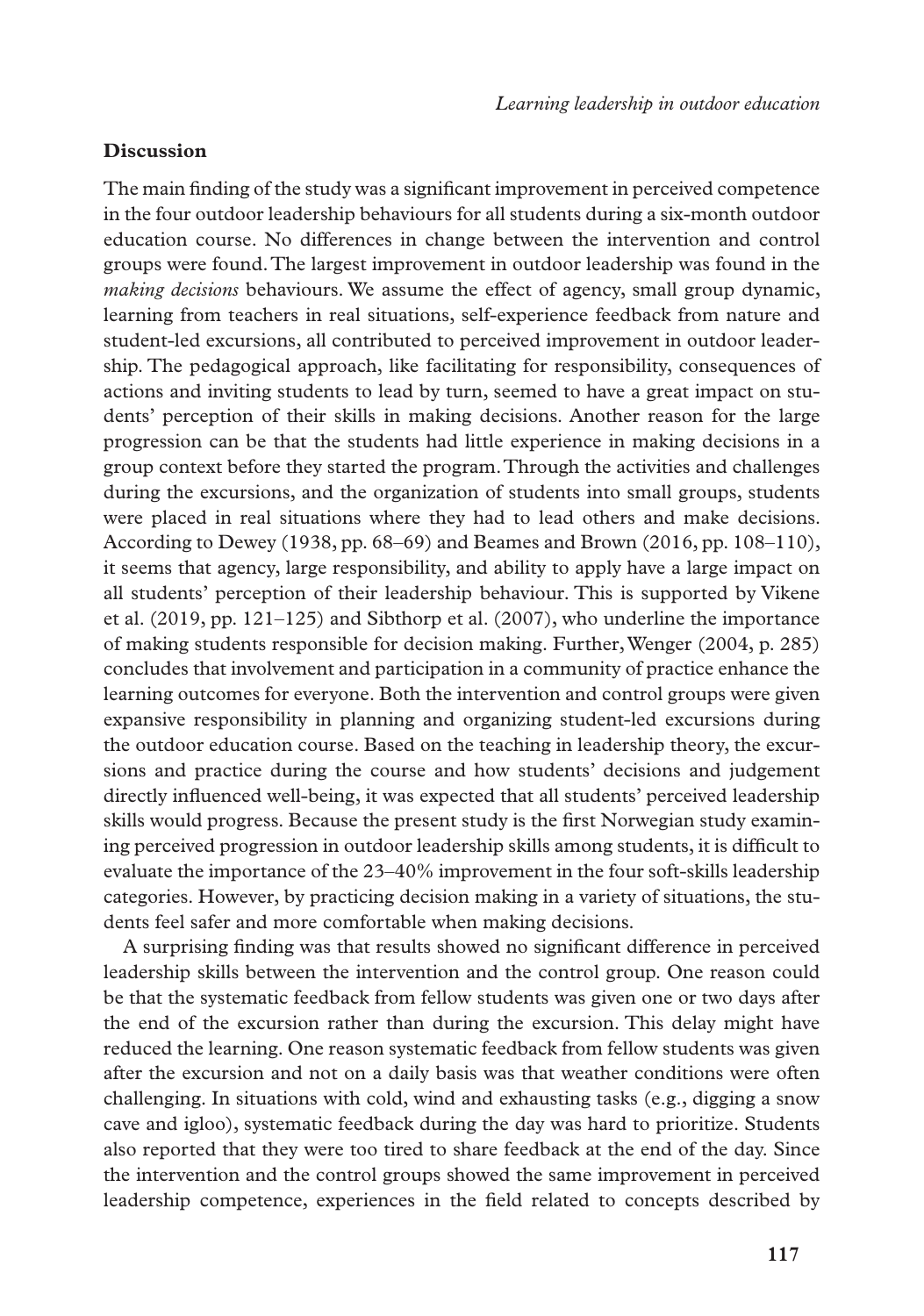## Discussion

The main finding of the study was a significant improvement in perceived competence in the four outdoor leadership behaviours for all students during a six-month outdoor education course. No differences in change between the intervention and control groups were found. The largest improvement in outdoor leadership was found in the *making decisions* behaviours. We assume the effect of agency, small group dynamic, learning from teachers in real situations, self-experience feedback from nature and student-led excursions, all contributed to perceived improvement in outdoor leadership. The pedagogical approach, like facilitating for responsibility, consequences of actions and inviting students to lead by turn, seemed to have a great impact on students' perception of their skills in making decisions. Another reason for the large progression can be that the students had little experience in making decisions in a group context before they started the program. Through the activities and challenges during the excursions, and the organization of students into small groups, students were placed in real situations where they had to lead others and make decisions. According to Dewey (1938, pp. 68–69) and Beames and Brown (2016, pp. 108–110), it seems that agency, large responsibility, and ability to apply have a large impact on all students' perception of their leadership behaviour. This is supported by Vikene et al. (2019, pp. 121–125) and Sibthorp et al. (2007), who underline the importance of making students responsible for decision making. Further, Wenger (2004, p. 285) concludes that involvement and participation in a community of practice enhance the learning outcomes for everyone. Both the intervention and control groups were given expansive responsibility in planning and organizing student-led excursions during the outdoor education course. Based on the teaching in leadership theory, the excursions and practice during the course and how students' decisions and judgement directly influenced well-being, it was expected that all students' perceived leadership skills would progress. Because the present study is the first Norwegian study examining perceived progression in outdoor leadership skills among students, it is difficult to evaluate the importance of the 23–40% improvement in the four soft-skills leadership categories. However, by practicing decision making in a variety of situations, the students feel safer and more comfortable when making decisions.

A surprising finding was that results showed no significant difference in perceived leadership skills between the intervention and the control group. One reason could be that the systematic feedback from fellow students was given one or two days after the end of the excursion rather than during the excursion. This delay might have reduced the learning. One reason systematic feedback from fellow students was given after the excursion and not on a daily basis was that weather conditions were often challenging. In situations with cold, wind and exhausting tasks (e.g., digging a snow cave and igloo), systematic feedback during the day was hard to prioritize. Students also reported that they were too tired to share feedback at the end of the day. Since the intervention and the control groups showed the same improvement in perceived leadership competence, experiences in the field related to concepts described by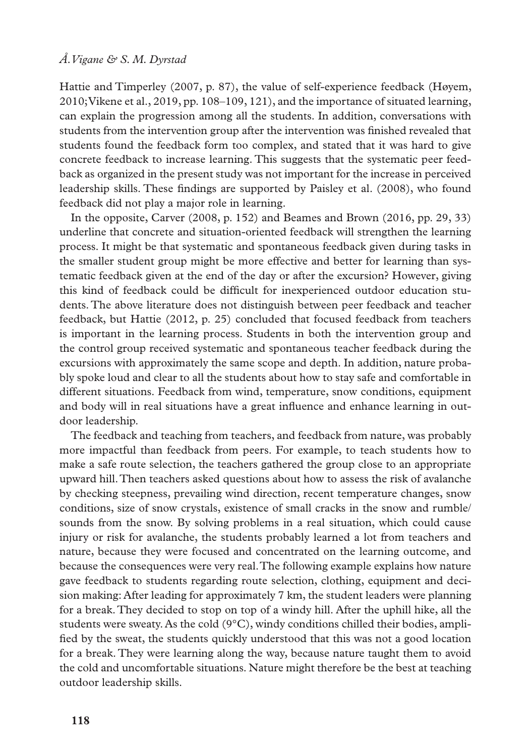Hattie and Timperley (2007, p. 87), the value of self-experience feedback (Høyem, 2010; Vikene et al., 2019, pp. 108–109, 121), and the importance of situated learning, can explain the progression among all the students. In addition, conversations with students from the intervention group after the intervention was finished revealed that students found the feedback form too complex, and stated that it was hard to give concrete feedback to increase learning. This suggests that the systematic peer feedback as organized in the present study was not important for the increase in perceived leadership skills. These findings are supported by Paisley et al. (2008), who found feedback did not play a major role in learning.

In the opposite, Carver (2008, p. 152) and Beames and Brown (2016, pp. 29, 33) underline that concrete and situation-oriented feedback will strengthen the learning process. It might be that systematic and spontaneous feedback given during tasks in the smaller student group might be more effective and better for learning than systematic feedback given at the end of the day or after the excursion? However, giving this kind of feedback could be difficult for inexperienced outdoor education students. The above literature does not distinguish between peer feedback and teacher feedback, but Hattie (2012, p. 25) concluded that focused feedback from teachers is important in the learning process. Students in both the intervention group and the control group received systematic and spontaneous teacher feedback during the excursions with approximately the same scope and depth. In addition, nature probably spoke loud and clear to all the students about how to stay safe and comfortable in different situations. Feedback from wind, temperature, snow conditions, equipment and body will in real situations have a great influence and enhance learning in outdoor leadership.

The feedback and teaching from teachers, and feedback from nature, was probably more impactful than feedback from peers. For example, to teach students how to make a safe route selection, the teachers gathered the group close to an appropriate upward hill. Then teachers asked questions about how to assess the risk of avalanche by checking steepness, prevailing wind direction, recent temperature changes, snow conditions, size of snow crystals, existence of small cracks in the snow and rumble/sounds from the snow. By solving problems in a real situation, which could cause injury or risk for avalanche, the students probably learned a lot from teachers and nature, because they were focused and concentrated on the learning outcome, and because the consequences were very real. The following example explains how nature gave feedback to students regarding route selection, clothing, equipment and decision making: After leading for approximately 7 km, the student leaders were planning for a break. They decided to stop on top of a windy hill. After the uphill hike, all the students were sweaty. As the cold (9°C), windy conditions chilled their bodies, amplified by the sweat, the students quickly understood that this was not a good location for a break. They were learning along the way, because nature taught them to avoid the cold and uncomfortable situations. Nature might therefore be the best at teaching outdoor leadership skills.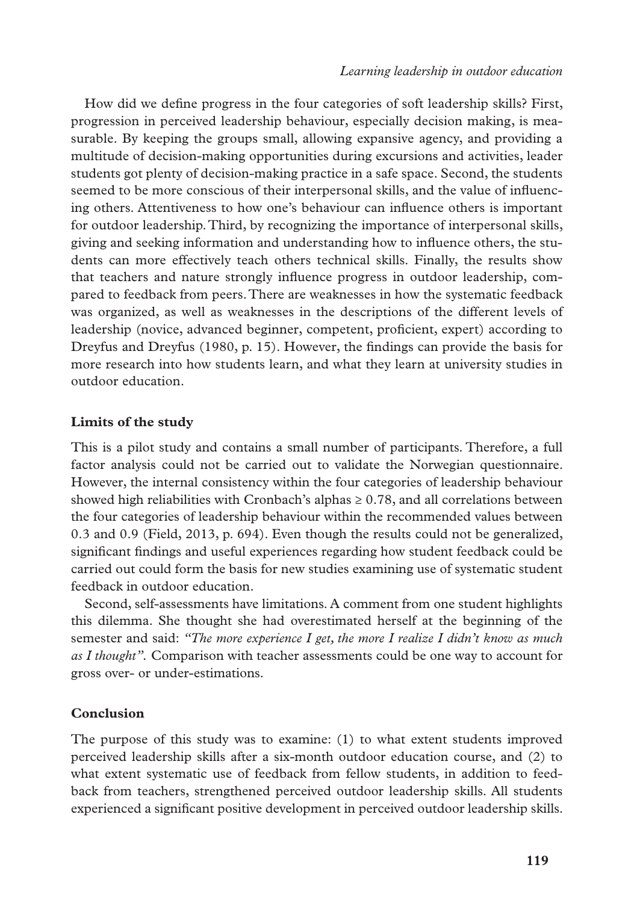How did we define progress in the four categories of soft leadership skills? First, progression in perceived leadership behaviour, especially decision making, is measurable. By keeping the groups small, allowing expansive agency, and providing a multitude of decision-making opportunities during excursions and activities, leader students got plenty of decision-making practice in a safe space. Second, the students seemed to be more conscious of their interpersonal skills, and the value of influencing others. Attentiveness to how one's behaviour can influence others is important for outdoor leadership. Third, by recognizing the importance of interpersonal skills, giving and seeking information and understanding how to influence others, the students can more effectively teach others technical skills. Finally, the results show that teachers and nature strongly influence progress in outdoor leadership, compared to feedback from peers. There are weaknesses in how the systematic feedback was organized, as well as weaknesses in the descriptions of the different levels of leadership (novice, advanced beginner, competent, proficient, expert) according to Dreyfus and Dreyfus (1980, p. 15). However, the findings can provide the basis for more research into how students learn, and what they learn at university studies in outdoor education.

### Limits of the study

This is a pilot study and contains a small number of participants. Therefore, a full factor analysis could not be carried out to validate the Norwegian questionnaire. However, the internal consistency within the four categories of leadership behaviour showed high reliabilities with Cronbach's alphas $\geq 0.78$, and all correlations between the four categories of leadership behaviour within the recommended values between 0.3 and 0.9 (Field, 2013, p. 694). Even though the results could not be generalized, significant findings and useful experiences regarding how student feedback could be carried out could form the basis for new studies examining use of systematic student feedback in outdoor education.

Second, self-assessments have limitations. A comment from one student highlights this dilemma. She thought she had overestimated herself at the beginning of the semester and said: *"The more experience I get, the more I realize I didn't know as much as I thought".* Comparison with teacher assessments could be one way to account for gross over- or under-estimations.

### Conclusion

The purpose of this study was to examine: (1) to what extent students improved perceived leadership skills after a six-month outdoor education course, and (2) to what extent systematic use of feedback from fellow students, in addition to feedback from teachers, strengthened perceived outdoor leadership skills. All students experienced a significant positive development in perceived outdoor leadership skills.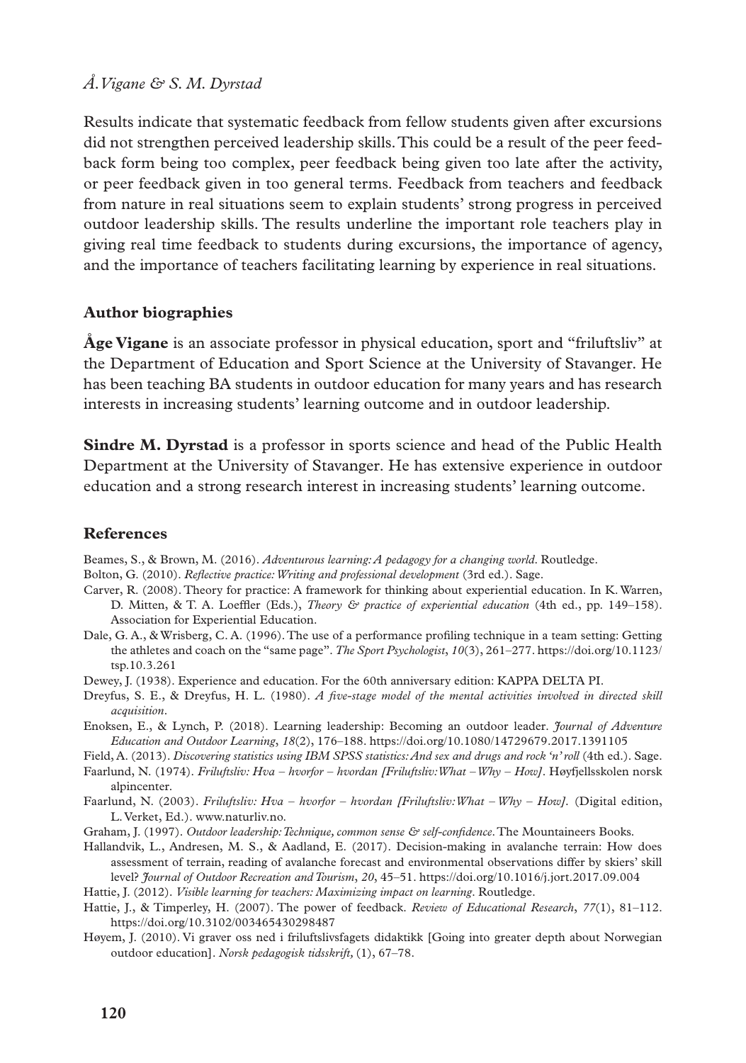Results indicate that systematic feedback from fellow students given after excursions did not strengthen perceived leadership skills. This could be a result of the peer feedback form being too complex, peer feedback being given too late after the activity, or peer feedback given in too general terms. Feedback from teachers and feedback from nature in real situations seem to explain students' strong progress in perceived outdoor leadership skills. The results underline the important role teachers play in giving real time feedback to students during excursions, the importance of agency, and the importance of teachers facilitating learning by experience in real situations.

## Author biographies

**Åge Vigane** is an associate professor in physical education, sport and "friluftsliv" at the Department of Education and Sport Science at the University of Stavanger. He has been teaching BA students in outdoor education for many years and has research interests in increasing students' learning outcome and in outdoor leadership.

**Sindre M. Dyrstad** is a professor in sports science and head of the Public Health Department at the University of Stavanger. He has extensive experience in outdoor education and a strong research interest in increasing students' learning outcome.

## References

Beames, S., & Brown, M. (2016). *Adventurous learning: A pedagogy for a changing world*. Routledge.

Bolton, G. (2010). *Reflective practice: Writing and professional development* (3rd ed.). Sage.

Carver, R. (2008). Theory for practice: A framework for thinking about experiential education. In K. Warren, D. Mitten, & T. A. Loeffler (Eds.), *Theory & practice of experiential education* (4th ed., pp. 149–158). Association for Experiential Education.

Dale, G. A., & Wrisberg, C. A. (1996). The use of a performance profiling technique in a team setting: Getting the athletes and coach on the "same page". *The Sport Psychologist*, *10*(3), 261–277. https://doi.org/10.1123/tsp.10.3.261

Dewey, J. (1938). Experience and education. For the 60th anniversary edition: KAPPA DELTA PI.

Dreyfus, S. E., & Dreyfus, H. L. (1980). *A five-stage model of the mental activities involved in directed skill acquisition*.

Enoksen, E., & Lynch, P. (2018). Learning leadership: Becoming an outdoor leader. *Journal of Adventure Education and Outdoor Learning*, *18*(2), 176–188. https://doi.org/10.1080/14729679.2017.1391105

Field, A. (2013). *Discovering statistics using IBM SPSS statistics: And sex and drugs and rock 'n' roll* (4th ed.). Sage.

Faarlund, N. (1974). *Friluftsliv: Hva – hvorfor – hvordan [Friluftsliv: What – Why – How]*. Høyfjellsskolen norsk alpincenter.

Faarlund, N. (2003). *Friluftsliv: Hva – hvorfor – hvordan [Friluftsliv: What – Why – How]*. (Digital edition, L. Verket, Ed.). www.naturliv.no.

Graham, J. (1997). *Outdoor leadership: Technique, common sense & self-confidence*. The Mountaineers Books.

Hallandvik, L., Andresen, M. S., & Aadland, E. (2017). Decision-making in avalanche terrain: How does assessment of terrain, reading of avalanche forecast and environmental observations differ by skiers' skill level? *Journal of Outdoor Recreation and Tourism*, *20*, 45–51. https://doi.org/10.1016/j.jort.2017.09.004

Hattie, J. (2012). *Visible learning for teachers: Maximizing impact on learning*. Routledge.

Hattie, J., & Timperley, H. (2007). The power of feedback. *Review of Educational Research*, *77*(1), 81–112. https://doi.org/10.3102/003465430298487

Høyem, J. (2010). Vi graver oss ned i friluftslivsfagets didaktikk [Going into greater depth about Norwegian outdoor education]. *Norsk pedagogisk tidsskrift,* (1), 67–78.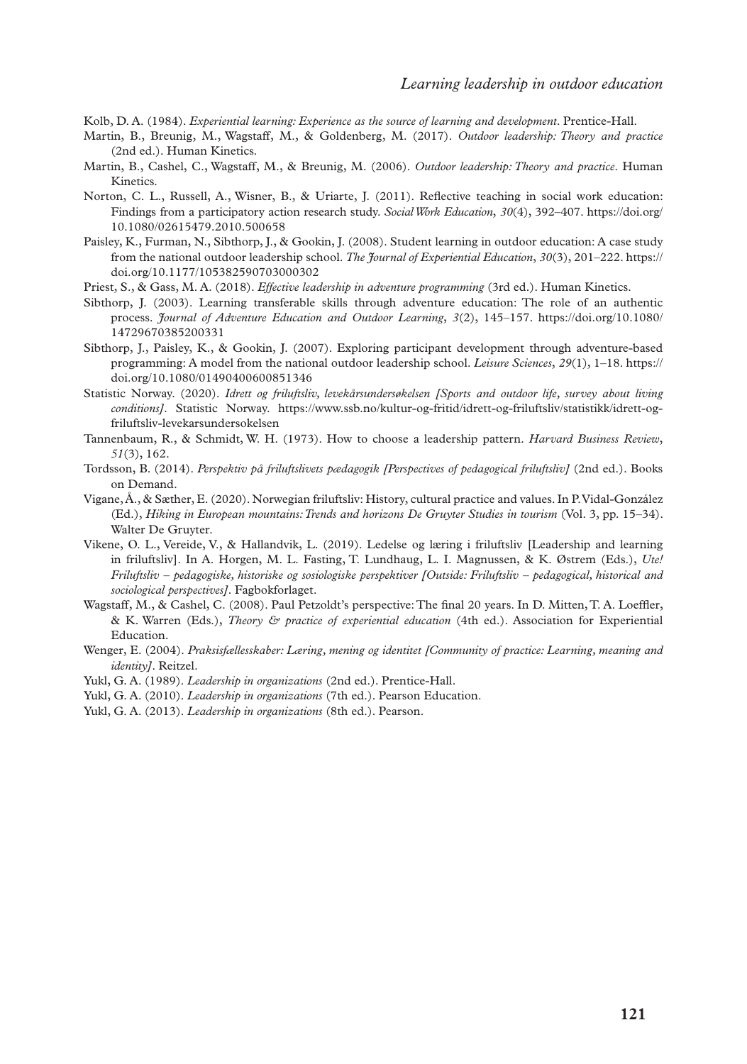Kolb, D. A. (1984). *Experiential learning: Experience as the source of learning and development*. Prentice-Hall.

Martin, B., Breunig, M., Wagstaff, M., & Goldenberg, M. (2017). *Outdoor leadership: Theory and practice* (2nd ed.). Human Kinetics.

Martin, B., Cashel, C., Wagstaff, M., & Breunig, M. (2006). *Outdoor leadership: Theory and practice*. Human Kinetics.

Norton, C. L., Russell, A., Wisner, B., & Uriarte, J. (2011). Reflective teaching in social work education: Findings from a participatory action research study. *Social Work Education*, *30*(4), 392–407. https://doi.org/10.1080/02615479.2010.500658

Paisley, K., Furman, N., Sibthorp, J., & Gookin, J. (2008). Student learning in outdoor education: A case study from the national outdoor leadership school. *The Journal of Experiential Education*, *30*(3), 201–222. https://doi.org/10.1177/105382590703000302

Priest, S., & Gass, M. A. (2018). *Effective leadership in adventure programming* (3rd ed.). Human Kinetics.

Sibthorp, J. (2003). Learning transferable skills through adventure education: The role of an authentic process. *Journal of Adventure Education and Outdoor Learning*, *3*(2), 145–157. https://doi.org/10.1080/14729670385200331

Sibthorp, J., Paisley, K., & Gookin, J. (2007). Exploring participant development through adventure-based programming: A model from the national outdoor leadership school. *Leisure Sciences*, *29*(1), 1–18. https://doi.org/10.1080/01490400600851346

Statistic Norway. (2020). *Idrett og friluftsliv, levekårsundersøkelsen [Sports and outdoor life, survey about living conditions]*. Statistic Norway. https://www.ssb.no/kultur-og-fritid/idrett-og-friluftsliv/statistikk/idrett-og-friluftsliv-levekarsundersokelsen

Tannenbaum, R., & Schmidt, W. H. (1973). How to choose a leadership pattern. *Harvard Business Review*, *51*(3), 162.

Tordsson, B. (2014). *Perspektiv på friluftslivets pædagogik [Perspectives of pedagogical friluftsliv]* (2nd ed.). Books on Demand.

Vigane, Å., & Sæther, E. (2020). Norwegian friluftsliv: History, cultural practice and values. In P. Vidal-González (Ed.), *Hiking in European mountains: Trends and horizons De Gruyter Studies in tourism* (Vol. 3, pp. 15–34). Walter De Gruyter.

Vikene, O. L., Vereide, V., & Hallandvik, L. (2019). Ledelse og læring i friluftsliv [Leadership and learning in friluftsliv]. In A. Horgen, M. L. Fasting, T. Lundhaug, L. I. Magnussen, & K. Østrem (Eds.), *Ute! Friluftsliv – pedagogiske, historiske og sosiologiske perspektiver [Outside: Friluftsliv – pedagogical, historical and sociological perspectives]*. Fagbokforlaget.

Wagstaff, M., & Cashel, C. (2008). Paul Petzoldt's perspective: The final 20 years. In D. Mitten, T. A. Loeffler, & K. Warren (Eds.), *Theory & practice of experiential education* (4th ed.). Association for Experiential Education.

Wenger, E. (2004). *Praksisfællesskaber: Læring, mening og identitet [Community of practice: Learning, meaning and identity]*. Reitzel.

Yukl, G. A. (1989). *Leadership in organizations* (2nd ed.). Prentice-Hall.

Yukl, G. A. (2010). *Leadership in organizations* (7th ed.). Pearson Education.

Yukl, G. A. (2013). *Leadership in organizations* (8th ed.). Pearson.